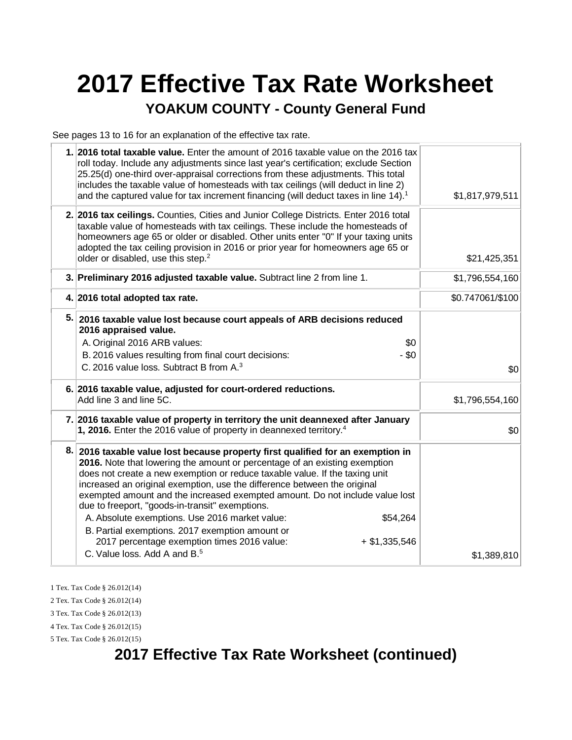# 2017 Effective Tax Rate Worksheet

## YOAKUM COUNTY - County General Fund

See pages 13 to 16 for an explanation of the effective tax rate.

| | | |
|---|---|---|
| 1. | **2016 total taxable value.** Enter the amount of 2016 taxable value on the 2016 tax roll today. Include any adjustments since last year's certification; exclude Section 25.25(d) one-third over-appraisal corrections from these adjustments. This total includes the taxable value of homesteads with tax ceilings (will deduct in line 2) and the captured value for tax increment financing (will deduct taxes in line 14).[1] | $1,817,979,511 |
| 2. | **2016 tax ceilings.** Counties, Cities and Junior College Districts. Enter 2016 total taxable value of homesteads with tax ceilings. These include the homesteads of homeowners age 65 or older or disabled. Other units enter "0" If your taxing units adopted the tax ceiling provision in 2016 or prior year for homeowners age 65 or older or disabled, use this step.[2] | $21,425,351 |
| 3. | **Preliminary 2016 adjusted taxable value.** Subtract line 2 from line 1. | $1,796,554,160 |
| 4. | **2016 total adopted tax rate.** | $0.747061/$100 |
| 5. | **2016 taxable value lost because court appeals of ARB decisions reduced 2016 appraised value.**<br>A. Original 2016 ARB values: $0<br>B. 2016 values resulting from final court decisions: - $0<br>C. 2016 value loss. Subtract B from A.[3] | $0 |
| 6. | **2016 taxable value, adjusted for court-ordered reductions.** Add line 3 and line 5C. | $1,796,554,160 |
| 7. | **2016 taxable value of property in territory the unit deannexed after January 1, 2016.** Enter the 2016 value of property in deannexed territory.[4] | $0 |
| 8. | **2016 taxable value lost because property first qualified for an exemption in 2016.** Note that lowering the amount or percentage of an existing exemption does not create a new exemption or reduce taxable value. If the taxing unit increased an original exemption, use the difference between the original exempted amount and the increased exempted amount. Do not include value lost due to freeport, "goods-in-transit" exemptions.<br>A. Absolute exemptions. Use 2016 market value: $54,264<br>B. Partial exemptions. 2017 exemption amount or 2017 percentage exemption times 2016 value: + $1,335,546<br>C. Value loss. Add A and B.[5] | $1,389,810 |

1 Tex. Tax Code § 26.012(14)

2 Tex. Tax Code § 26.012(14)

3 Tex. Tax Code § 26.012(13)

4 Tex. Tax Code § 26.012(15)

5 Tex. Tax Code § 26.012(15)

# 2017 Effective Tax Rate Worksheet (continued)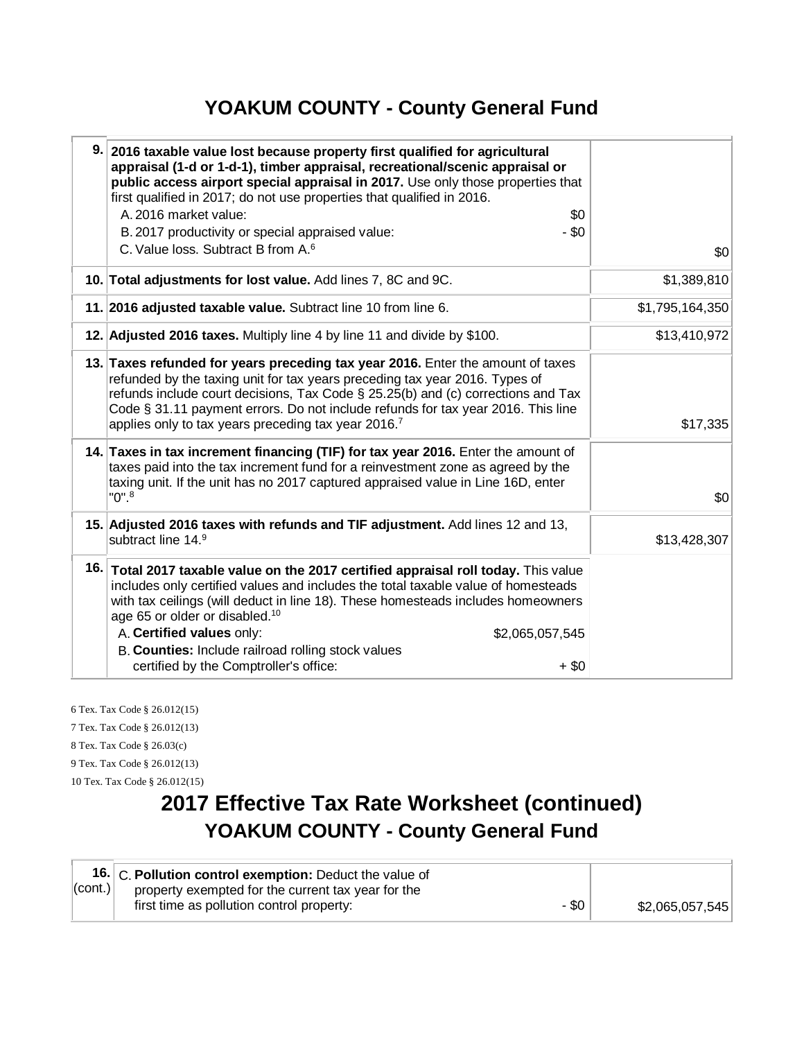## YOAKUM COUNTY - County General Fund

| | | |
|---|---|---|
| 9. | **2016 taxable value lost because property first qualified for agricultural appraisal (1-d or 1-d-1), timber appraisal, recreational/scenic appraisal or public access airport special appraisal in 2017.** Use only those properties that first qualified in 2017; do not use properties that qualified in 2016.<br>A. 2016 market value: $0<br>B. 2017 productivity or special appraised value: - $0<br>C. Value loss. Subtract B from A.[6] | $0 |
| 10. | **Total adjustments for lost value.** Add lines 7, 8C and 9C. | $1,389,810 |
| 11. | **2016 adjusted taxable value.** Subtract line 10 from line 6. | $1,795,164,350 |
| 12. | **Adjusted 2016 taxes.** Multiply line 4 by line 11 and divide by $100. | $13,410,972 |
| 13. | **Taxes refunded for years preceding tax year 2016.** Enter the amount of taxes refunded by the taxing unit for tax years preceding tax year 2016. Types of refunds include court decisions, Tax Code § 25.25(b) and (c) corrections and Tax Code § 31.11 payment errors. Do not include refunds for tax year 2016. This line applies only to tax years preceding tax year 2016.[7] | $17,335 |
| 14. | **Taxes in tax increment financing (TIF) for tax year 2016.** Enter the amount of taxes paid into the tax increment fund for a reinvestment zone as agreed by the taxing unit. If the unit has no 2017 captured appraised value in Line 16D, enter "0".[8] | $0 |
| 15. | **Adjusted 2016 taxes with refunds and TIF adjustment.** Add lines 12 and 13, subtract line 14.[9] | $13,428,307 |
| 16. | **Total 2017 taxable value on the 2017 certified appraisal roll today.** This value includes only certified values and includes the total taxable value of homesteads with tax ceilings (will deduct in line 18). These homesteads includes homeowners age 65 or older or disabled.[10]<br>A. **Certified values** only: $2,065,057,545<br>B. **Counties:** Include railroad rolling stock values certified by the Comptroller's office: + $0 | |

6 Tex. Tax Code § 26.012(15)

7 Tex. Tax Code § 26.012(13)

8 Tex. Tax Code § 26.03(c)

9 Tex. Tax Code § 26.012(13)

10 Tex. Tax Code § 26.012(15)

# 2017 Effective Tax Rate Worksheet (continued)

## YOAKUM COUNTY - County General Fund

| | | |
|---|---|---|
| 16. (cont.) | C. **Pollution control exemption:** Deduct the value of property exempted for the current tax year for the first time as pollution control property: - $0 | $2,065,057,545 |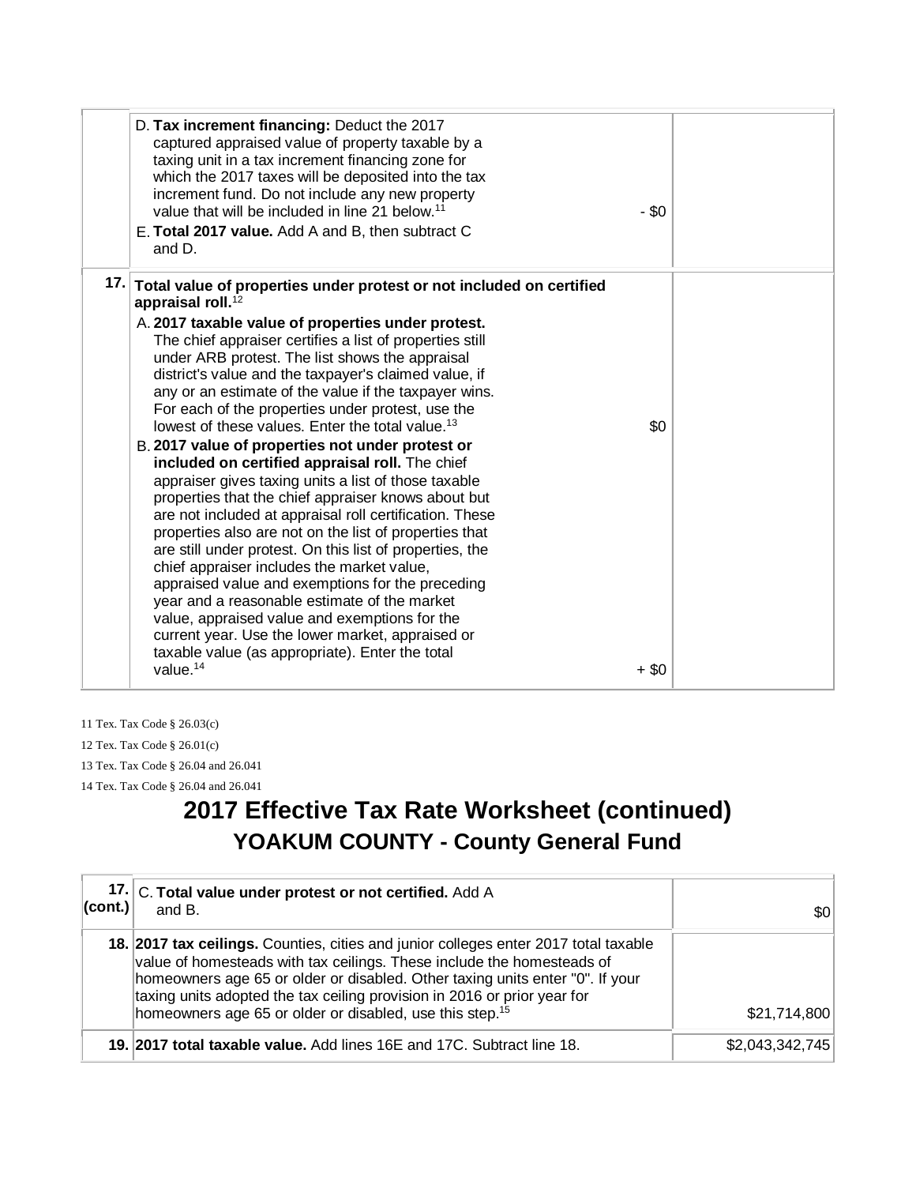| | | | |
|---|---|---|---|
| | D. **Tax increment financing:** Deduct the 2017 captured appraised value of property taxable by a taxing unit in a tax increment financing zone for which the 2017 taxes will be deposited into the tax increment fund. Do not include any new property value that will be included in line 21 below.[11] <br> E. **Total 2017 value.** Add A and B, then subtract C and D. | - $0 | |
| **17.** | **Total value of properties under protest or not included on certified appraisal roll.**[12] <br> A. **2017 taxable value of properties under protest.** The chief appraiser certifies a list of properties still under ARB protest. The list shows the appraisal district's value and the taxpayer's claimed value, if any or an estimate of the value if the taxpayer wins. For each of the properties under protest, use the lowest of these values. Enter the total value.[13] | $0 | |
| | B. **2017 value of properties not under protest or included on certified appraisal roll.** The chief appraiser gives taxing units a list of those taxable properties that the chief appraiser knows about but are not included at appraisal roll certification. These properties also are not on the list of properties that are still under protest. On this list of properties, the chief appraiser includes the market value, appraised value and exemptions for the preceding year and a reasonable estimate of the market value, appraised value and exemptions for the current year. Use the lower market, appraised or taxable value (as appropriate). Enter the total value.[14] | + $0 | |

11 Tex. Tax Code § 26.03(c)

12 Tex. Tax Code § 26.01(c)

13 Tex. Tax Code § 26.04 and 26.041

14 Tex. Tax Code § 26.04 and 26.041

# 2017 Effective Tax Rate Worksheet (continued)
## YOAKUM COUNTY - County General Fund

| | | |
|---|---|---|
| **17. (cont.)** | C. **Total value under protest or not certified.** Add A and B. | $0 |
| **18.** | **2017 tax ceilings.** Counties, cities and junior colleges enter 2017 total taxable value of homesteads with tax ceilings. These include the homesteads of homeowners age 65 or older or disabled. Other taxing units enter "0". If your taxing units adopted the tax ceiling provision in 2016 or prior year for homeowners age 65 or older or disabled, use this step.[15] | $21,714,800 |
| **19.** | **2017 total taxable value.** Add lines 16E and 17C. Subtract line 18. | $2,043,342,745 |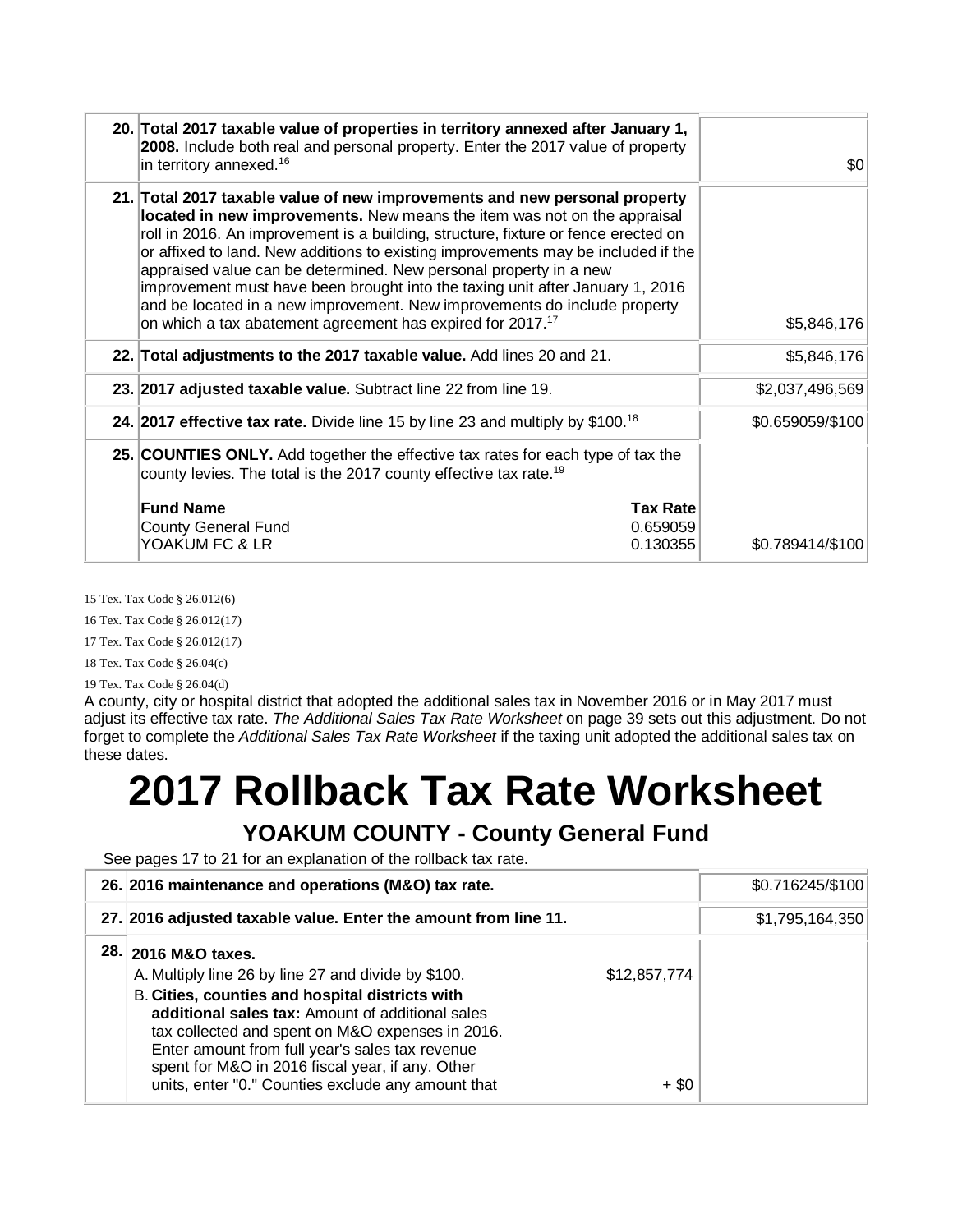| | | |
|---|---|---|
| 20. | **Total 2017 taxable value of properties in territory annexed after January 1, 2008.** Include both real and personal property. Enter the 2017 value of property in territory annexed.[16] | $0 |
| 21. | **Total 2017 taxable value of new improvements and new personal property located in new improvements.** New means the item was not on the appraisal roll in 2016. An improvement is a building, structure, fixture or fence erected on or affixed to land. New additions to existing improvements may be included if the appraised value can be determined. New personal property in a new improvement must have been brought into the taxing unit after January 1, 2016 and be located in a new improvement. New improvements do include property on which a tax abatement agreement has expired for 2017.[17] | $5,846,176 |
| 22. | **Total adjustments to the 2017 taxable value.** Add lines 20 and 21. | $5,846,176 |
| 23. | **2017 adjusted taxable value.** Subtract line 22 from line 19. | $2,037,496,569 |
| 24. | **2017 effective tax rate.** Divide line 15 by line 23 and multiply by $100.[18] | $0.659059/$100 |
| 25. | **COUNTIES ONLY.** Add together the effective tax rates for each type of tax the county levies. The total is the 2017 county effective tax rate.[19]<br><br>**Fund Name** — **Tax Rate**<br>County General Fund — 0.659059<br>YOAKUM FC & LR — 0.130355 | $0.789414/$100 |

15 Tex. Tax Code § 26.012(6)

16 Tex. Tax Code § 26.012(17)

17 Tex. Tax Code § 26.012(17)

18 Tex. Tax Code § 26.04(c)

19 Tex. Tax Code § 26.04(d)

A county, city or hospital district that adopted the additional sales tax in November 2016 or in May 2017 must adjust its effective tax rate. *The Additional Sales Tax Rate Worksheet* on page 39 sets out this adjustment. Do not forget to complete the *Additional Sales Tax Rate Worksheet* if the taxing unit adopted the additional sales tax on these dates.

# 2017 Rollback Tax Rate Worksheet

## YOAKUM COUNTY - County General Fund

See pages 17 to 21 for an explanation of the rollback tax rate.

| | | | |
|---|---|---|---|
| 26. | **2016 maintenance and operations (M&O) tax rate.** | | $0.716245/$100 |
| 27. | **2016 adjusted taxable value. Enter the amount from line 11.** | | $1,795,164,350 |
| 28. | **2016 M&O taxes.**<br>A. Multiply line 26 by line 27 and divide by $100. | $12,857,774 | |
| | B. **Cities, counties and hospital districts with additional sales tax:** Amount of additional sales tax collected and spent on M&O expenses in 2016. Enter amount from full year's sales tax revenue spent for M&O in 2016 fiscal year, if any. Other units, enter "0." Counties exclude any amount that | + $0 | |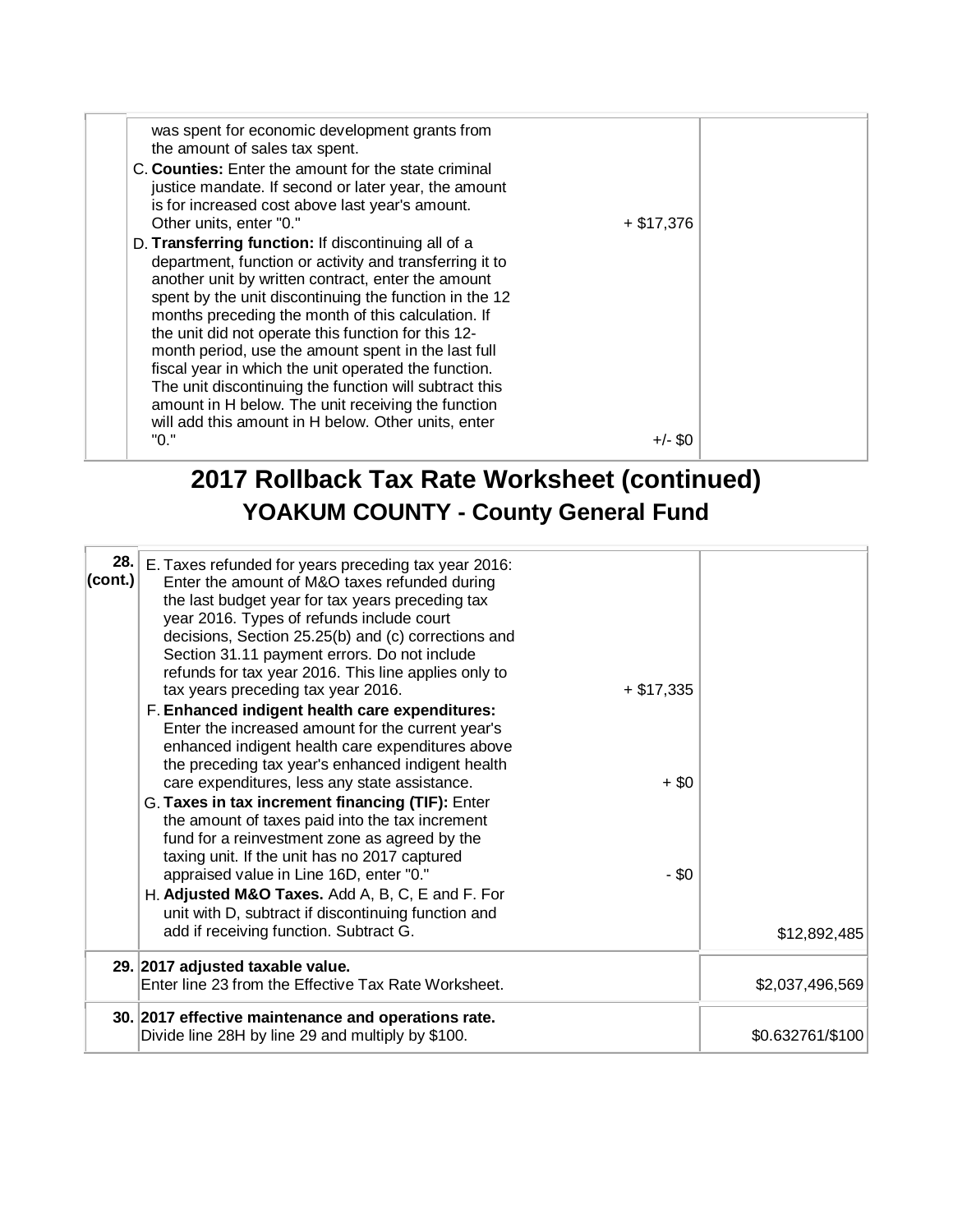| | | | |
|---|---|---|---|
| | was spent for economic development grants from the amount of sales tax spent.<br>C. **Counties:** Enter the amount for the state criminal justice mandate. If second or later year, the amount is for increased cost above last year's amount. Other units, enter "0."<br>D. **Transferring function:** If discontinuing all of a department, function or activity and transferring it to another unit by written contract, enter the amount spent by the unit discontinuing the function in the 12 months preceding the month of this calculation. If the unit did not operate this function for this 12-month period, use the amount spent in the last full fiscal year in which the unit operated the function. The unit discontinuing the function will subtract this amount in H below. The unit receiving the function will add this amount in H below. Other units, enter "0." | + $17,376<br><br>+/- $0 | |

# 2017 Rollback Tax Rate Worksheet (continued)

## YOAKUM COUNTY - County General Fund

| | | | |
|---|---|---|---|
| **28. (cont.)** | E. Taxes refunded for years preceding tax year 2016: Enter the amount of M&O taxes refunded during the last budget year for tax years preceding tax year 2016. Types of refunds include court decisions, Section 25.25(b) and (c) corrections and Section 31.11 payment errors. Do not include refunds for tax year 2016. This line applies only to tax years preceding tax year 2016.<br>F. **Enhanced indigent health care expenditures:** Enter the increased amount for the current year's enhanced indigent health care expenditures above the preceding tax year's enhanced indigent health care expenditures, less any state assistance.<br>G. **Taxes in tax increment financing (TIF):** Enter the amount of taxes paid into the tax increment fund for a reinvestment zone as agreed by the taxing unit. If the unit has no 2017 captured appraised value in Line 16D, enter "0."<br>H. **Adjusted M&O Taxes.** Add A, B, C, E and F. For unit with D, subtract if discontinuing function and add if receiving function. Subtract G. | + $17,335<br><br>+ $0<br><br>- $0 | $12,892,485 |
| **29.** | **2017 adjusted taxable value.**<br>Enter line 23 from the Effective Tax Rate Worksheet. | | $2,037,496,569 |
| **30.** | **2017 effective maintenance and operations rate.**<br>Divide line 28H by line 29 and multiply by $100. | | $0.632761/$100 |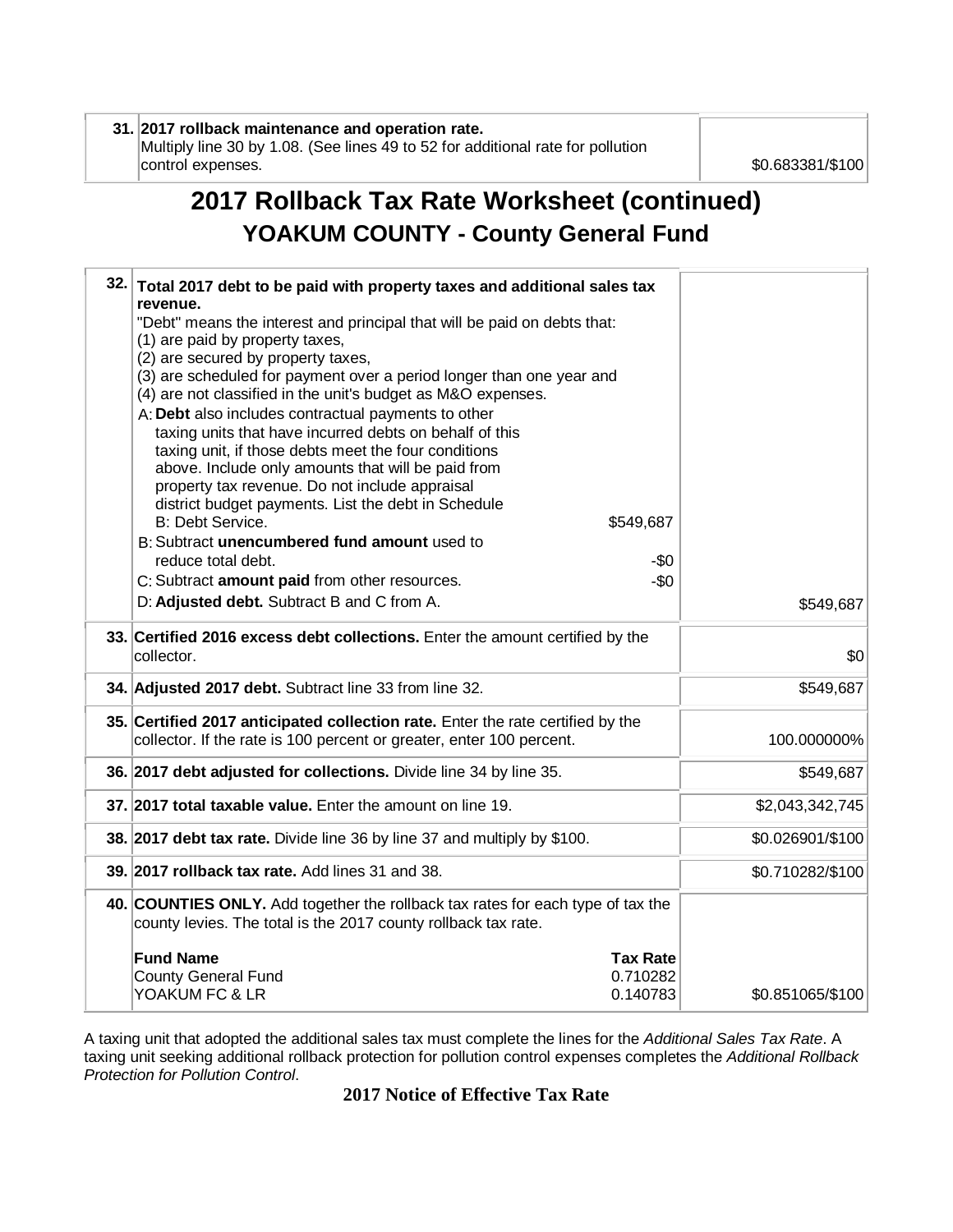| | | |
|---|---|---|
| 31. | **2017 rollback maintenance and operation rate.** Multiply line 30 by 1.08. (See lines 49 to 52 for additional rate for pollution control expenses. | $0.683381/$100 |

# 2017 Rollback Tax Rate Worksheet (continued)
## YOAKUM COUNTY - County General Fund

| | | |
|---|---|---|
| 32. | **Total 2017 debt to be paid with property taxes and additional sales tax revenue.**<br>"Debt" means the interest and principal that will be paid on debts that:<br>(1) are paid by property taxes,<br>(2) are secured by property taxes,<br>(3) are scheduled for payment over a period longer than one year and<br>(4) are not classified in the unit's budget as M&O expenses.<br>A: **Debt** also includes contractual payments to other taxing units that have incurred debts on behalf of this taxing unit, if those debts meet the four conditions above. Include only amounts that will be paid from property tax revenue. Do not include appraisal district budget payments. List the debt in Schedule B: Debt Service. $549,687<br>B: Subtract **unencumbered fund amount** used to reduce total debt. -$0<br>C: Subtract **amount paid** from other resources. -$0<br>D: **Adjusted debt.** Subtract B and C from A. | $549,687 |
| 33. | **Certified 2016 excess debt collections.** Enter the amount certified by the collector. | $0 |
| 34. | **Adjusted 2017 debt.** Subtract line 33 from line 32. | $549,687 |
| 35. | **Certified 2017 anticipated collection rate.** Enter the rate certified by the collector. If the rate is 100 percent or greater, enter 100 percent. | 100.000000% |
| 36. | **2017 debt adjusted for collections.** Divide line 34 by line 35. | $549,687 |
| 37. | **2017 total taxable value.** Enter the amount on line 19. | $2,043,342,745 |
| 38. | **2017 debt tax rate.** Divide line 36 by line 37 and multiply by $100. | $0.026901/$100 |
| 39. | **2017 rollback tax rate.** Add lines 31 and 38. | $0.710282/$100 |
| 40. | **COUNTIES ONLY.** Add together the rollback tax rates for each type of tax the county levies. The total is the 2017 county rollback tax rate.<br><br>**Fund Name** — **Tax Rate**<br>County General Fund — 0.710282<br>YOAKUM FC & LR — 0.140783 | $0.851065/$100 |

A taxing unit that adopted the additional sales tax must complete the lines for the *Additional Sales Tax Rate*. A taxing unit seeking additional rollback protection for pollution control expenses completes the *Additional Rollback Protection for Pollution Control*.

**2017 Notice of Effective Tax Rate**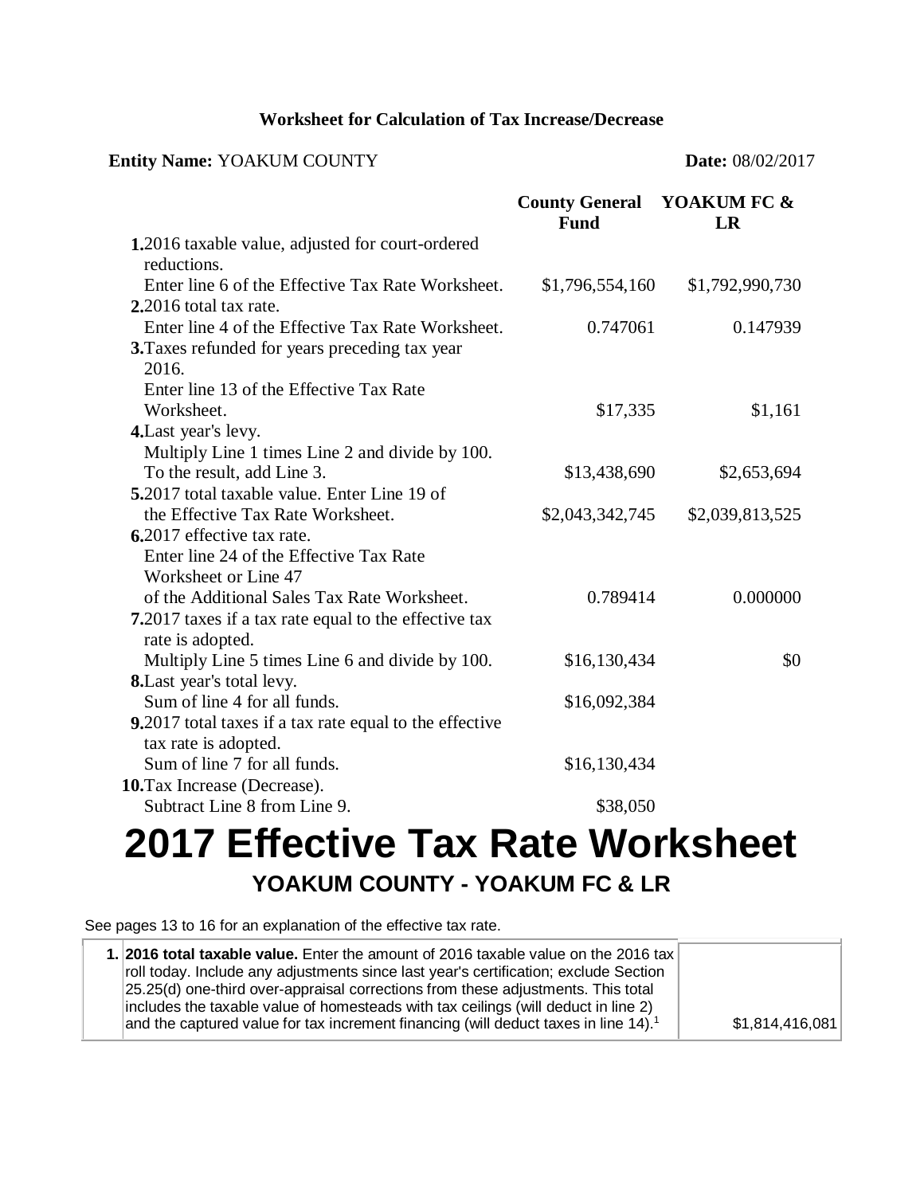### Worksheet for Calculation of Tax Increase/Decrease

**Entity Name:** YOAKUM COUNTY **Date:** 08/02/2017

| | County General Fund | YOAKUM FC & LR |
|---|---|---|
| **1.** 2016 taxable value, adjusted for court-ordered reductions. Enter line 6 of the Effective Tax Rate Worksheet. | $1,796,554,160 | $1,792,990,730 |
| **2.** 2016 total tax rate. Enter line 4 of the Effective Tax Rate Worksheet. | 0.747061 | 0.147939 |
| **3.** Taxes refunded for years preceding tax year 2016. Enter line 13 of the Effective Tax Rate Worksheet. | $17,335 | $1,161 |
| **4.** Last year's levy. Multiply Line 1 times Line 2 and divide by 100. To the result, add Line 3. | $13,438,690 | $2,653,694 |
| **5.** 2017 total taxable value. Enter Line 19 of the Effective Tax Rate Worksheet. | $2,043,342,745 | $2,039,813,525 |
| **6.** 2017 effective tax rate. Enter line 24 of the Effective Tax Rate Worksheet or Line 47 of the Additional Sales Tax Rate Worksheet. | 0.789414 | 0.000000 |
| **7.** 2017 taxes if a tax rate equal to the effective tax rate is adopted. Multiply Line 5 times Line 6 and divide by 100. | $16,130,434 | $0 |
| **8.** Last year's total levy. Sum of line 4 for all funds. | $16,092,384 | |
| **9.** 2017 total taxes if a tax rate equal to the effective tax rate is adopted. Sum of line 7 for all funds. | $16,130,434 | |
| **10.** Tax Increase (Decrease). Subtract Line 8 from Line 9. | $38,050 | |

# 2017 Effective Tax Rate Worksheet

## YOAKUM COUNTY - YOAKUM FC & LR

See pages 13 to 16 for an explanation of the effective tax rate.

| | | |
|---|---|---|
| 1. | **2016 total taxable value.** Enter the amount of 2016 taxable value on the 2016 tax roll today. Include any adjustments since last year's certification; exclude Section 25.25(d) one-third over-appraisal corrections from these adjustments. This total includes the taxable value of homesteads with tax ceilings (will deduct in line 2) and the captured value for tax increment financing (will deduct taxes in line 14).[1] | $1,814,416,081 |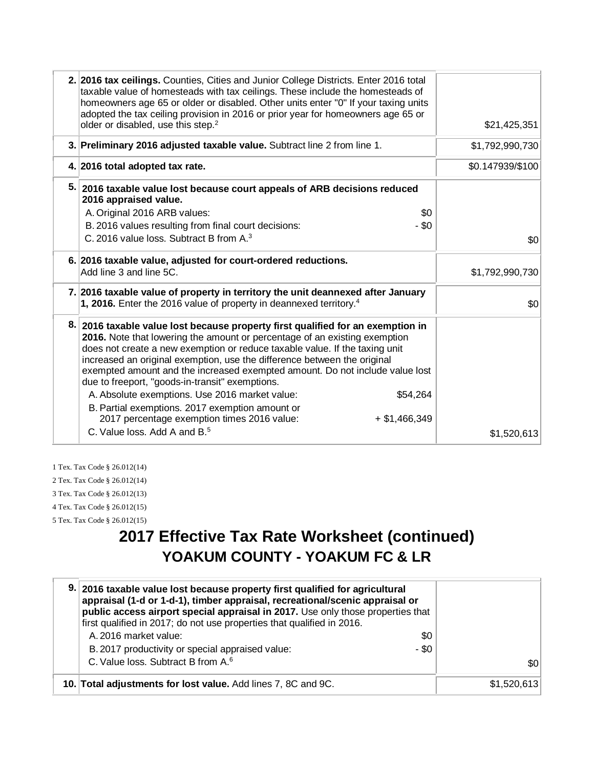| | | |
|---|---|---|
| 2. | **2016 tax ceilings.** Counties, Cities and Junior College Districts. Enter 2016 total taxable value of homesteads with tax ceilings. These include the homesteads of homeowners age 65 or older or disabled. Other units enter "0" If your taxing units adopted the tax ceiling provision in 2016 or prior year for homeowners age 65 or older or disabled, use this step.[2] | $21,425,351 |
| 3. | **Preliminary 2016 adjusted taxable value.** Subtract line 2 from line 1. | $1,792,990,730 |
| 4. | **2016 total adopted tax rate.** | $0.147939/$100 |
| 5. | **2016 taxable value lost because court appeals of ARB decisions reduced 2016 appraised value.**<br>A. Original 2016 ARB values: $0<br>B. 2016 values resulting from final court decisions: - $0<br>C. 2016 value loss. Subtract B from A.[3] | $0 |
| 6. | **2016 taxable value, adjusted for court-ordered reductions.**<br>Add line 3 and line 5C. | $1,792,990,730 |
| 7. | **2016 taxable value of property in territory the unit deannexed after January 1, 2016.** Enter the 2016 value of property in deannexed territory.[4] | $0 |
| 8. | **2016 taxable value lost because property first qualified for an exemption in 2016.** Note that lowering the amount or percentage of an existing exemption does not create a new exemption or reduce taxable value. If the taxing unit increased an original exemption, use the difference between the original exempted amount and the increased exempted amount. Do not include value lost due to freeport, "goods-in-transit" exemptions.<br>A. Absolute exemptions. Use 2016 market value: $54,264<br>B. Partial exemptions. 2017 exemption amount or 2017 percentage exemption times 2016 value: + $1,466,349<br>C. Value loss. Add A and B.[5] | $1,520,613 |

1 Tex. Tax Code § 26.012(14)

2 Tex. Tax Code § 26.012(14)

3 Tex. Tax Code § 26.012(13)

4 Tex. Tax Code § 26.012(15)

5 Tex. Tax Code § 26.012(15)

# 2017 Effective Tax Rate Worksheet (continued)

## YOAKUM COUNTY - YOAKUM FC & LR

| | | |
|---|---|---|
| 9. | **2016 taxable value lost because property first qualified for agricultural appraisal (1-d or 1-d-1), timber appraisal, recreational/scenic appraisal or public access airport special appraisal in 2017.** Use only those properties that first qualified in 2017; do not use properties that qualified in 2016.<br>A. 2016 market value: $0<br>B. 2017 productivity or special appraised value: - $0<br>C. Value loss. Subtract B from A.[6] | $0 |
| 10. | **Total adjustments for lost value.** Add lines 7, 8C and 9C. | $1,520,613 |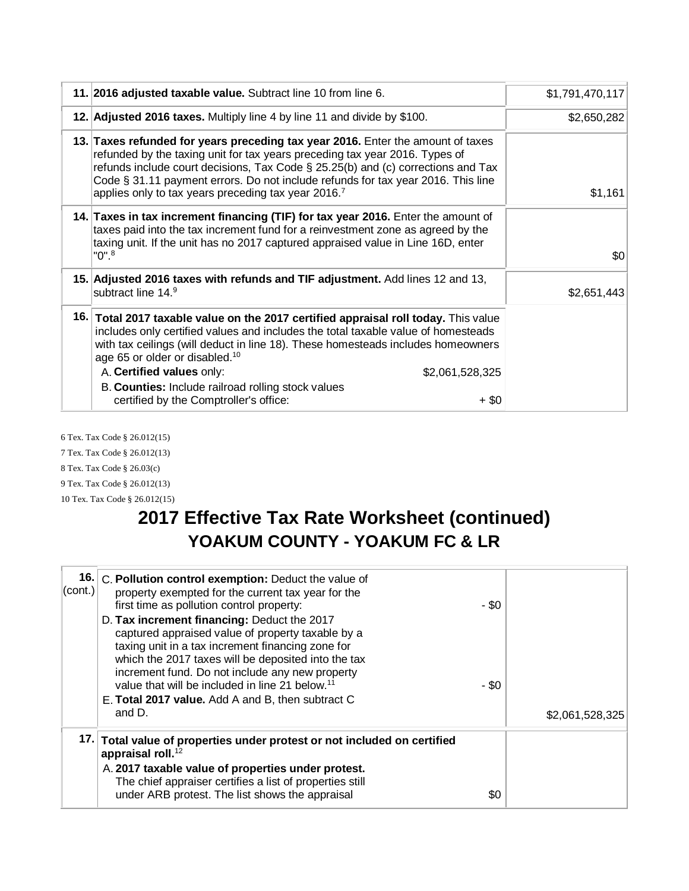| | | |
|---|---|---|
| 11. | **2016 adjusted taxable value.** Subtract line 10 from line 6. | $1,791,470,117 |
| 12. | **Adjusted 2016 taxes.** Multiply line 4 by line 11 and divide by $100. | $2,650,282 |
| 13. | **Taxes refunded for years preceding tax year 2016.** Enter the amount of taxes refunded by the taxing unit for tax years preceding tax year 2016. Types of refunds include court decisions, Tax Code § 25.25(b) and (c) corrections and Tax Code § 31.11 payment errors. Do not include refunds for tax year 2016. This line applies only to tax years preceding tax year 2016.[7] | $1,161 |
| 14. | **Taxes in tax increment financing (TIF) for tax year 2016.** Enter the amount of taxes paid into the tax increment fund for a reinvestment zone as agreed by the taxing unit. If the unit has no 2017 captured appraised value in Line 16D, enter "0".[8] | $0 |
| 15. | **Adjusted 2016 taxes with refunds and TIF adjustment.** Add lines 12 and 13, subtract line 14.[9] | $2,651,443 |
| 16. | **Total 2017 taxable value on the 2017 certified appraisal roll today.** This value includes only certified values and includes the total taxable value of homesteads with tax ceilings (will deduct in line 18). These homesteads includes homeowners age 65 or older or disabled.[10]<br>A. **Certified values** only: $2,061,528,325<br>B. **Counties:** Include railroad rolling stock values certified by the Comptroller's office: + $0 | |

6 Tex. Tax Code § 26.012(15)

7 Tex. Tax Code § 26.012(13)

8 Tex. Tax Code § 26.03(c)

9 Tex. Tax Code § 26.012(13)

10 Tex. Tax Code § 26.012(15)

# 2017 Effective Tax Rate Worksheet (continued)

## YOAKUM COUNTY - YOAKUM FC & LR

| | | |
|---|---|---|
| 16. (cont.) | C. **Pollution control exemption:** Deduct the value of property exempted for the current tax year for the first time as pollution control property: - $0<br>D. **Tax increment financing:** Deduct the 2017 captured appraised value of property taxable by a taxing unit in a tax increment financing zone for which the 2017 taxes will be deposited into the tax increment fund. Do not include any new property value that will be included in line 21 below.[11] - $0<br>E. **Total 2017 value.** Add A and B, then subtract C and D. | $2,061,528,325 |
| 17. | **Total value of properties under protest or not included on certified appraisal roll.**[12]<br>A. **2017 taxable value of properties under protest.** The chief appraiser certifies a list of properties still under ARB protest. The list shows the appraisal $0 | |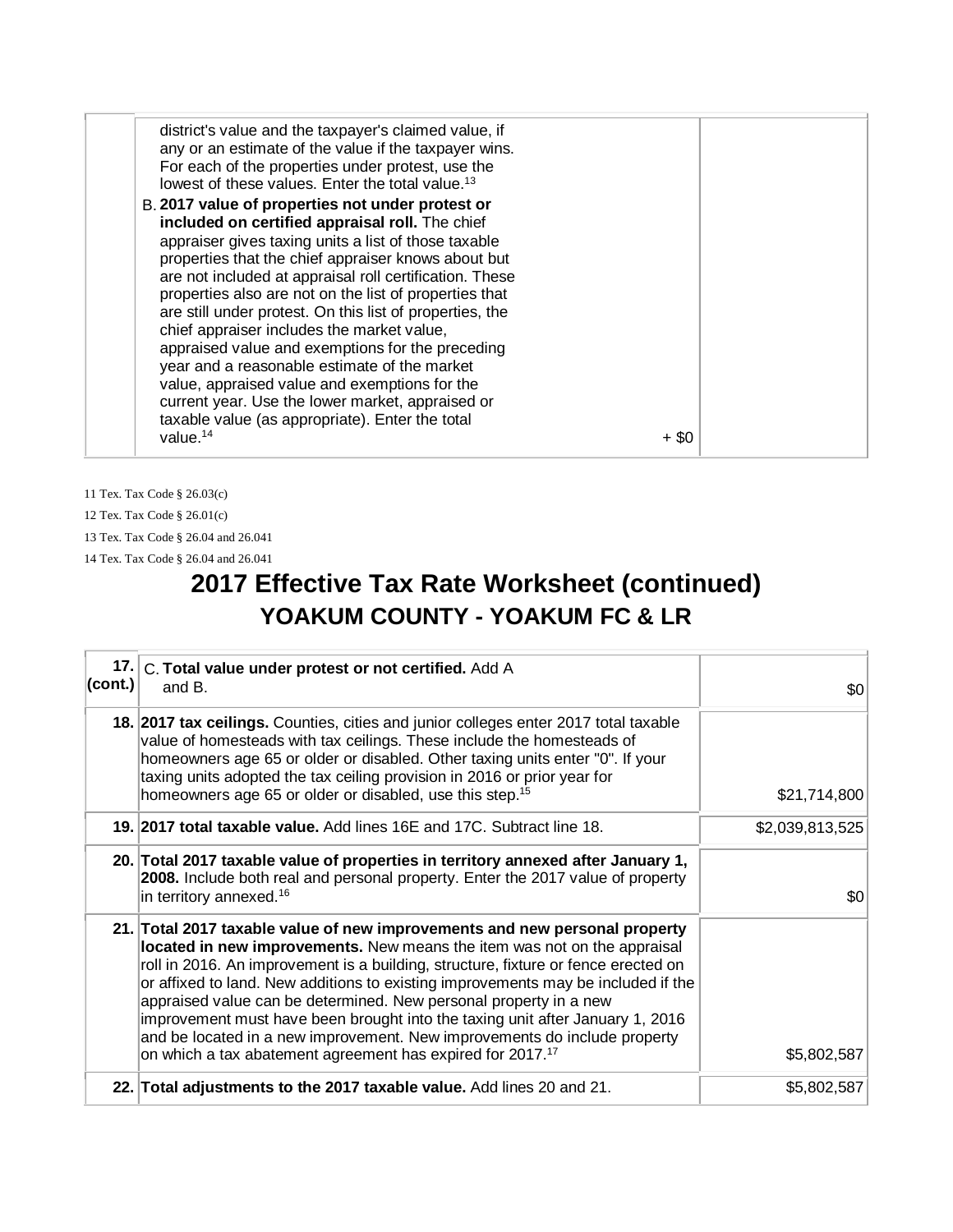| | | | |
|---|---|---|---|
| | district's value and the taxpayer's claimed value, if any or an estimate of the value if the taxpayer wins. For each of the properties under protest, use the lowest of these values. Enter the total value.[13] <br> B. **2017 value of properties not under protest or included on certified appraisal roll.** The chief appraiser gives taxing units a list of those taxable properties that the chief appraiser knows about but are not included at appraisal roll certification. These properties also are not on the list of properties that are still under protest. On this list of properties, the chief appraiser includes the market value, appraised value and exemptions for the preceding year and a reasonable estimate of the market value, appraised value and exemptions for the current year. Use the lower market, appraised or taxable value (as appropriate). Enter the total value.[14] | + $0 | |

11 Tex. Tax Code § 26.03(c)

12 Tex. Tax Code § 26.01(c)

13 Tex. Tax Code § 26.04 and 26.041

14 Tex. Tax Code § 26.04 and 26.041

# 2017 Effective Tax Rate Worksheet (continued)

## YOAKUM COUNTY - YOAKUM FC & LR

| | | |
|---|---|---|
| 17. (cont.) | C. **Total value under protest or not certified.** Add A and B. | $0 |
| 18. | **2017 tax ceilings.** Counties, cities and junior colleges enter 2017 total taxable value of homesteads with tax ceilings. These include the homesteads of homeowners age 65 or older or disabled. Other taxing units enter "0". If your taxing units adopted the tax ceiling provision in 2016 or prior year for homeowners age 65 or older or disabled, use this step.[15] | $21,714,800 |
| 19. | **2017 total taxable value.** Add lines 16E and 17C. Subtract line 18. | $2,039,813,525 |
| 20. | **Total 2017 taxable value of properties in territory annexed after January 1, 2008.** Include both real and personal property. Enter the 2017 value of property in territory annexed.[16] | $0 |
| 21. | **Total 2017 taxable value of new improvements and new personal property located in new improvements.** New means the item was not on the appraisal roll in 2016. An improvement is a building, structure, fixture or fence erected on or affixed to land. New additions to existing improvements may be included if the appraised value can be determined. New personal property in a new improvement must have been brought into the taxing unit after January 1, 2016 and be located in a new improvement. New improvements do include property on which a tax abatement agreement has expired for 2017.[17] | $5,802,587 |
| 22. | **Total adjustments to the 2017 taxable value.** Add lines 20 and 21. | $5,802,587 |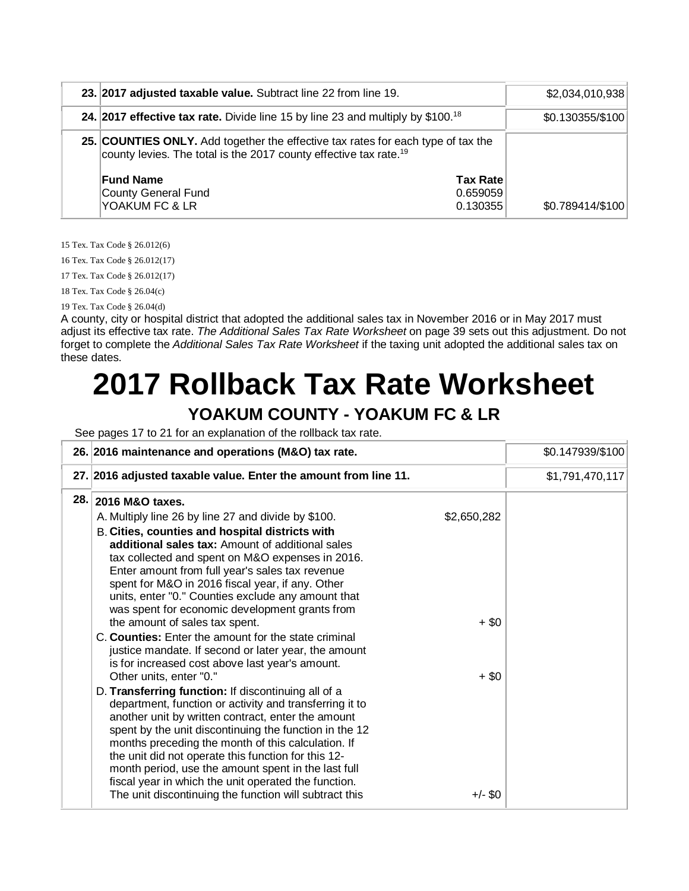| | | |
|---|---|---|
| 23. | **2017 adjusted taxable value.** Subtract line 22 from line 19. | $2,034,010,938 |
| 24. | **2017 effective tax rate.** Divide line 15 by line 23 and multiply by $100.[18] | $0.130355/$100 |
| 25. | **COUNTIES ONLY.** Add together the effective tax rates for each type of tax the county levies. The total is the 2017 county effective tax rate.[19]<br><br>**Fund Name** / **Tax Rate**<br>County General Fund / 0.659059<br>YOAKUM FC & LR / 0.130355 | $0.789414/$100 |

15 Tex. Tax Code § 26.012(6)

16 Tex. Tax Code § 26.012(17)

17 Tex. Tax Code § 26.012(17)

18 Tex. Tax Code § 26.04(c)

19 Tex. Tax Code § 26.04(d)

A county, city or hospital district that adopted the additional sales tax in November 2016 or in May 2017 must adjust its effective tax rate. *The Additional Sales Tax Rate Worksheet* on page 39 sets out this adjustment. Do not forget to complete the *Additional Sales Tax Rate Worksheet* if the taxing unit adopted the additional sales tax on these dates.

# 2017 Rollback Tax Rate Worksheet

## YOAKUM COUNTY - YOAKUM FC & LR

See pages 17 to 21 for an explanation of the rollback tax rate.

| | | | |
|---|---|---|---|
| 26. | **2016 maintenance and operations (M&O) tax rate.** | | $0.147939/$100 |
| 27. | **2016 adjusted taxable value. Enter the amount from line 11.** | | $1,791,470,117 |
| 28. | **2016 M&O taxes.** | | |
| | A. Multiply line 26 by line 27 and divide by $100. | $2,650,282 | |
| | B. **Cities, counties and hospital districts with additional sales tax:** Amount of additional sales tax collected and spent on M&O expenses in 2016. Enter amount from full year's sales tax revenue spent for M&O in 2016 fiscal year, if any. Other units, enter "0." Counties exclude any amount that was spent for economic development grants from the amount of sales tax spent. | + $0 | |
| | C. **Counties:** Enter the amount for the state criminal justice mandate. If second or later year, the amount is for increased cost above last year's amount. Other units, enter "0." | + $0 | |
| | D. **Transferring function:** If discontinuing all of a department, function or activity and transferring it to another unit by written contract, enter the amount spent by the unit discontinuing the function in the 12 months preceding the month of this calculation. If the unit did not operate this function for this 12-month period, use the amount spent in the last full fiscal year in which the unit operated the function. The unit discontinuing the function will subtract this | +/- $0 | |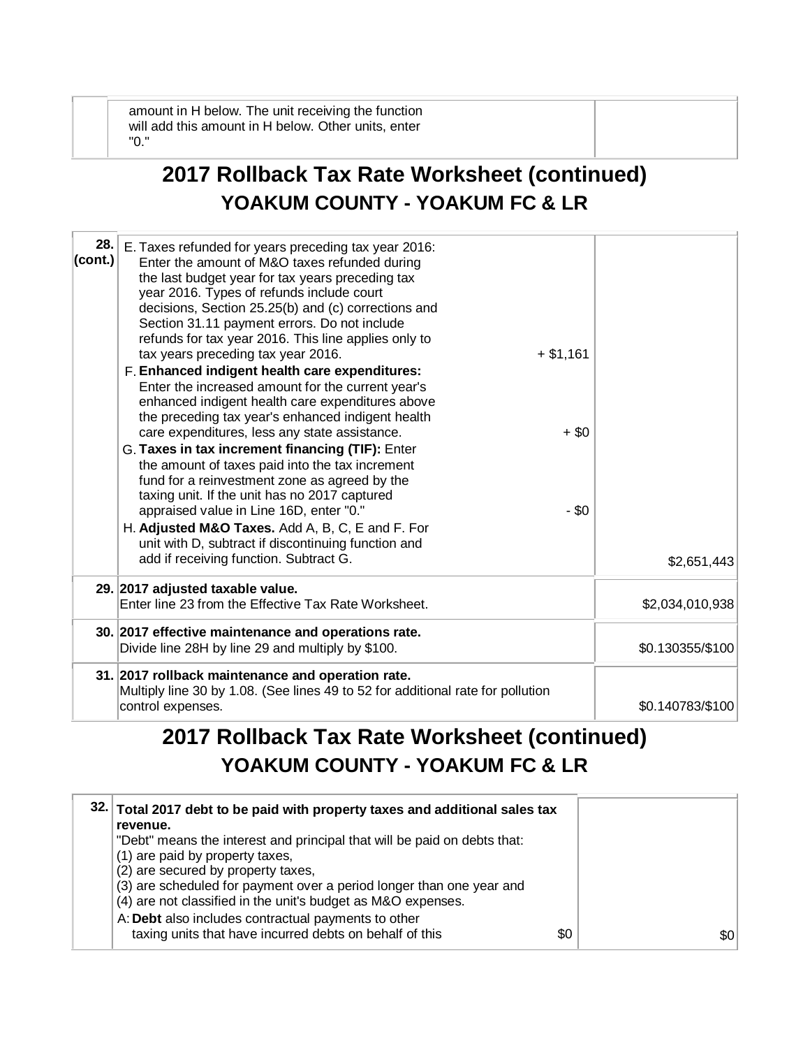| | | |
|---|---|---|
| | amount in H below. The unit receiving the function will add this amount in H below. Other units, enter "0." | |

## 2017 Rollback Tax Rate Worksheet (continued)
### YOAKUM COUNTY - YOAKUM FC & LR

| | | | |
|---|---|---|---|
| **28. (cont.)** | E. Taxes refunded for years preceding tax year 2016: Enter the amount of M&O taxes refunded during the last budget year for tax years preceding tax year 2016. Types of refunds include court decisions, Section 25.25(b) and (c) corrections and Section 31.11 payment errors. Do not include refunds for tax year 2016. This line applies only to tax years preceding tax year 2016. | + $1,161 | |
| | F. **Enhanced indigent health care expenditures:** Enter the increased amount for the current year's enhanced indigent health care expenditures above the preceding tax year's enhanced indigent health care expenditures, less any state assistance. | + $0 | |
| | G. **Taxes in tax increment financing (TIF):** Enter the amount of taxes paid into the tax increment fund for a reinvestment zone as agreed by the taxing unit. If the unit has no 2017 captured appraised value in Line 16D, enter "0." | - $0 | |
| | H. **Adjusted M&O Taxes.** Add A, B, C, E and F. For unit with D, subtract if discontinuing function and add if receiving function. Subtract G. | | $2,651,443 |
| **29.** | **2017 adjusted taxable value.** Enter line 23 from the Effective Tax Rate Worksheet. | | $2,034,010,938 |
| **30.** | **2017 effective maintenance and operations rate.** Divide line 28H by line 29 and multiply by $100. | | $0.130355/$100 |
| **31.** | **2017 rollback maintenance and operation rate.** Multiply line 30 by 1.08. (See lines 49 to 52 for additional rate for pollution control expenses. | | $0.140783/$100 |

## 2017 Rollback Tax Rate Worksheet (continued)
### YOAKUM COUNTY - YOAKUM FC & LR

| | | | |
|---|---|---|---|
| **32.** | **Total 2017 debt to be paid with property taxes and additional sales tax revenue.** "Debt" means the interest and principal that will be paid on debts that: (1) are paid by property taxes, (2) are secured by property taxes, (3) are scheduled for payment over a period longer than one year and (4) are not classified in the unit's budget as M&O expenses. | | |
| | A: **Debt** also includes contractual payments to other taxing units that have incurred debts on behalf of this | $0 | $0 |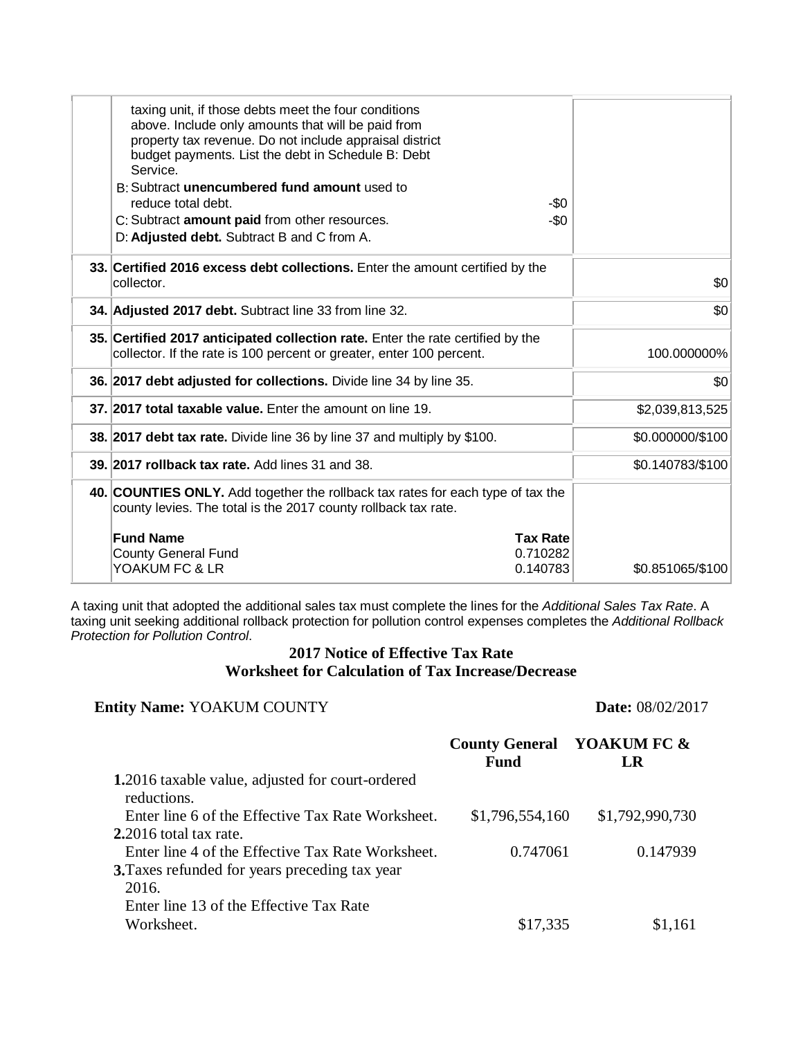| | | |
|---|---|---|
| | taxing unit, if those debts meet the four conditions above. Include only amounts that will be paid from property tax revenue. Do not include appraisal district budget payments. List the debt in Schedule B: Debt Service.<br>B: Subtract **unencumbered fund amount** used to reduce total debt. -$0<br>C: Subtract **amount paid** from other resources. -$0<br>D: **Adjusted debt.** Subtract B and C from A. | |
| 33. | **Certified 2016 excess debt collections.** Enter the amount certified by the collector. | $0 |
| 34. | **Adjusted 2017 debt.** Subtract line 33 from line 32. | $0 |
| 35. | **Certified 2017 anticipated collection rate.** Enter the rate certified by the collector. If the rate is 100 percent or greater, enter 100 percent. | 100.000000% |
| 36. | **2017 debt adjusted for collections.** Divide line 34 by line 35. | $0 |
| 37. | **2017 total taxable value.** Enter the amount on line 19. | $2,039,813,525 |
| 38. | **2017 debt tax rate.** Divide line 36 by line 37 and multiply by $100. | $0.000000/$100 |
| 39. | **2017 rollback tax rate.** Add lines 31 and 38. | $0.140783/$100 |
| 40. | **COUNTIES ONLY.** Add together the rollback tax rates for each type of tax the county levies. The total is the 2017 county rollback tax rate.<br><br>**Fund Name** / **Tax Rate**<br>County General Fund 0.710282<br>YOAKUM FC & LR 0.140783 | $0.851065/$100 |

A taxing unit that adopted the additional sales tax must complete the lines for the *Additional Sales Tax Rate*. A taxing unit seeking additional rollback protection for pollution control expenses completes the *Additional Rollback Protection for Pollution Control*.

## 2017 Notice of Effective Tax Rate
## Worksheet for Calculation of Tax Increase/Decrease

**Entity Name:** YOAKUM COUNTY **Date:** 08/02/2017

| | County General Fund | YOAKUM FC & LR |
|---|---|---|
| **1.** 2016 taxable value, adjusted for court-ordered reductions.<br>Enter line 6 of the Effective Tax Rate Worksheet. | $1,796,554,160 | $1,792,990,730 |
| **2.** 2016 total tax rate.<br>Enter line 4 of the Effective Tax Rate Worksheet. | 0.747061 | 0.147939 |
| **3.** Taxes refunded for years preceding tax year 2016.<br>Enter line 13 of the Effective Tax Rate Worksheet. | $17,335 | $1,161 |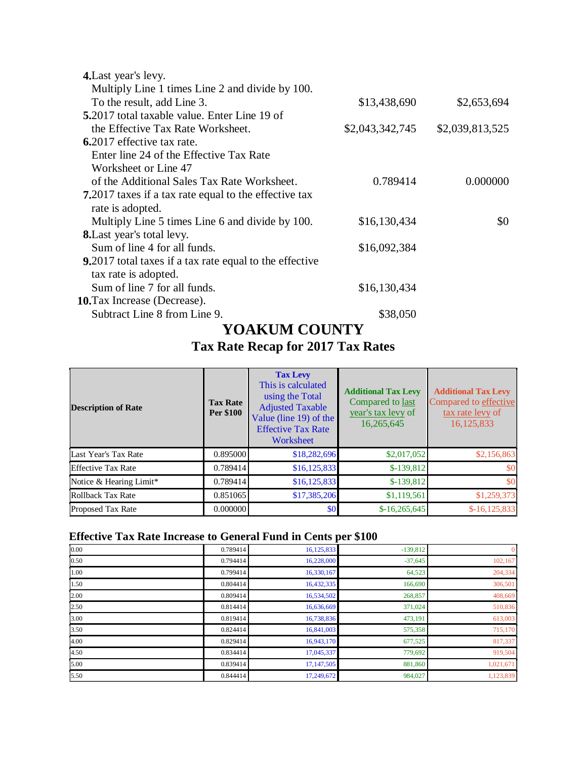**4.** Last year's levy.
Multiply Line 1 times Line 2 and divide by 100.
To the result, add Line 3. | $13,438,690 | $2,653,694

**5.** 2017 total taxable value. Enter Line 19 of
the Effective Tax Rate Worksheet. | $2,043,342,745 | $2,039,813,525

**6.** 2017 effective tax rate.
Enter line 24 of the Effective Tax Rate
Worksheet or Line 47
of the Additional Sales Tax Rate Worksheet. | 0.789414 | 0.000000

**7.** 2017 taxes if a tax rate equal to the effective tax
rate is adopted.
Multiply Line 5 times Line 6 and divide by 100. | $16,130,434 | $0

**8.** Last year's total levy.
Sum of line 4 for all funds. | $16,092,384

**9.** 2017 total taxes if a tax rate equal to the effective
tax rate is adopted.
Sum of line 7 for all funds. | $16,130,434

**10.** Tax Increase (Decrease).
Subtract Line 8 from Line 9. | $38,050

# YOAKUM COUNTY

## Tax Rate Recap for 2017 Tax Rates

| Description of Rate | Tax Rate Per $100 | Tax Levy This is calculated using the Total Adjusted Taxable Value (line 19) of the Effective Tax Rate Worksheet | Additional Tax Levy Compared to last year's tax levy of 16,265,645 | Additional Tax Levy Compared to effective tax rate levy of 16,125,833 |
|---|---|---|---|---|
| Last Year's Tax Rate | 0.895000 | $18,282,696 | $2,017,052 | $2,156,863 |
| Effective Tax Rate | 0.789414 | $16,125,833 | $-139,812 | $0 |
| Notice & Hearing Limit* | 0.789414 | $16,125,833 | $-139,812 | $0 |
| Rollback Tax Rate | 0.851065 | $17,385,206 | $1,119,561 | $1,259,373 |
| Proposed Tax Rate | 0.000000 | $0 | $-16,265,645 | $-16,125,833 |

### Effective Tax Rate Increase to General Fund in Cents per $100

| | | | | |
|---|---|---|---|---|
| 0.00 | 0.789414 | 16,125,833 | -139,812 | 0 |
| 0.50 | 0.794414 | 16,228,000 | -37,645 | 102,167 |
| 1.00 | 0.799414 | 16,330,167 | 64,523 | 204,334 |
| 1.50 | 0.804414 | 16,432,335 | 166,690 | 306,501 |
| 2.00 | 0.809414 | 16,534,502 | 268,857 | 408,669 |
| 2.50 | 0.814414 | 16,636,669 | 371,024 | 510,836 |
| 3.00 | 0.819414 | 16,738,836 | 473,191 | 613,003 |
| 3.50 | 0.824414 | 16,841,003 | 575,358 | 715,170 |
| 4.00 | 0.829414 | 16,943,170 | 677,525 | 817,337 |
| 4.50 | 0.834414 | 17,045,337 | 779,692 | 919,504 |
| 5.00 | 0.839414 | 17,147,505 | 881,860 | 1,021,671 |
| 5.50 | 0.844414 | 17,249,672 | 984,027 | 1,123,839 |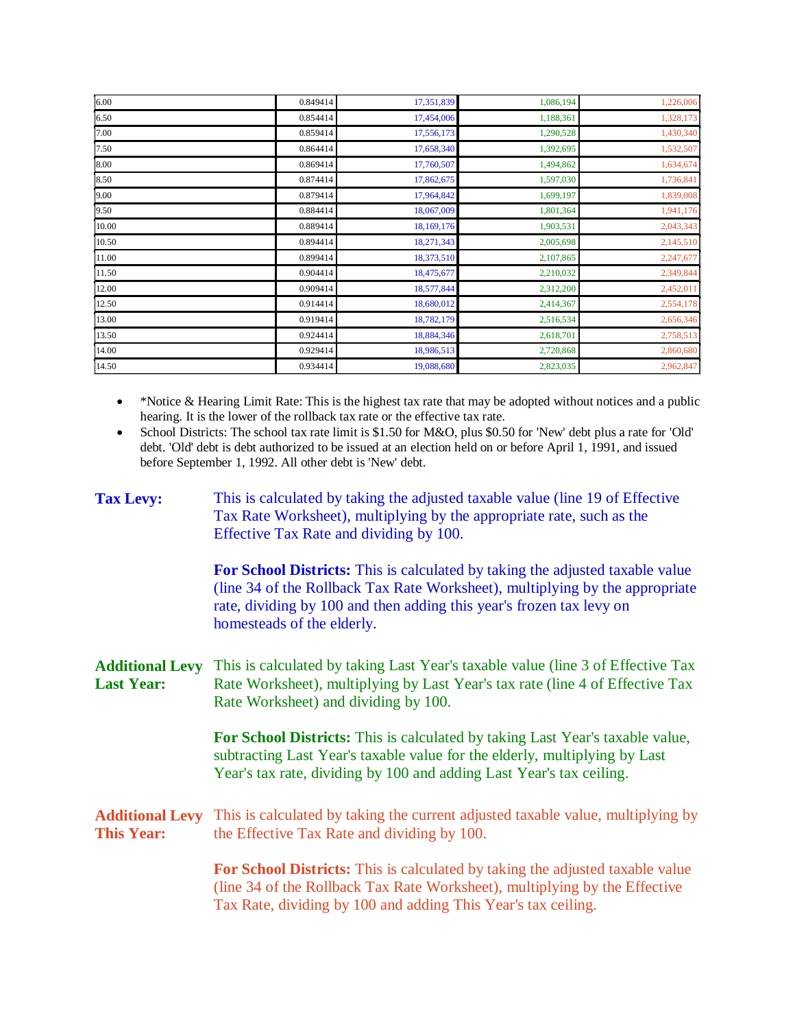| | | | | |
|---|---|---|---|---|
| 6.00 | 0.849414 | 17,351,839 | 1,086,194 | 1,226,006 |
| 6.50 | 0.854414 | 17,454,006 | 1,188,361 | 1,328,173 |
| 7.00 | 0.859414 | 17,556,173 | 1,290,528 | 1,430,340 |
| 7.50 | 0.864414 | 17,658,340 | 1,392,695 | 1,532,507 |
| 8.00 | 0.869414 | 17,760,507 | 1,494,862 | 1,634,674 |
| 8.50 | 0.874414 | 17,862,675 | 1,597,030 | 1,736,841 |
| 9.00 | 0.879414 | 17,964,842 | 1,699,197 | 1,839,008 |
| 9.50 | 0.884414 | 18,067,009 | 1,801,364 | 1,941,176 |
| 10.00 | 0.889414 | 18,169,176 | 1,903,531 | 2,043,343 |
| 10.50 | 0.894414 | 18,271,343 | 2,005,698 | 2,145,510 |
| 11.00 | 0.899414 | 18,373,510 | 2,107,865 | 2,247,677 |
| 11.50 | 0.904414 | 18,475,677 | 2,210,032 | 2,349,844 |
| 12.00 | 0.909414 | 18,577,844 | 2,312,200 | 2,452,011 |
| 12.50 | 0.914414 | 18,680,012 | 2,414,367 | 2,554,178 |
| 13.00 | 0.919414 | 18,782,179 | 2,516,534 | 2,656,346 |
| 13.50 | 0.924414 | 18,884,346 | 2,618,701 | 2,758,513 |
| 14.00 | 0.929414 | 18,986,513 | 2,720,868 | 2,860,680 |
| 14.50 | 0.934414 | 19,088,680 | 2,823,035 | 2,962,847 |

- *Notice & Hearing Limit Rate: This is the highest tax rate that may be adopted without notices and a public hearing. It is the lower of the rollback tax rate or the effective tax rate.
- School Districts: The school tax rate limit is $1.50 for M&O, plus $0.50 for 'New' debt plus a rate for 'Old' debt. 'Old' debt is debt authorized to be issued at an election held on or before April 1, 1991, and issued before September 1, 1992. All other debt is 'New' debt.

**Tax Levy:** This is calculated by taking the adjusted taxable value (line 19 of Effective Tax Rate Worksheet), multiplying by the appropriate rate, such as the Effective Tax Rate and dividing by 100.

**For School Districts:** This is calculated by taking the adjusted taxable value (line 34 of the Rollback Tax Rate Worksheet), multiplying by the appropriate rate, dividing by 100 and then adding this year's frozen tax levy on homesteads of the elderly.

**Additional Levy Last Year:** This is calculated by taking Last Year's taxable value (line 3 of Effective Tax Rate Worksheet), multiplying by Last Year's tax rate (line 4 of Effective Tax Rate Worksheet) and dividing by 100.

**For School Districts:** This is calculated by taking Last Year's taxable value, subtracting Last Year's taxable value for the elderly, multiplying by Last Year's tax rate, dividing by 100 and adding Last Year's tax ceiling.

**Additional Levy This Year:** This is calculated by taking the current adjusted taxable value, multiplying by the Effective Tax Rate and dividing by 100.

**For School Districts:** This is calculated by taking the adjusted taxable value (line 34 of the Rollback Tax Rate Worksheet), multiplying by the Effective Tax Rate, dividing by 100 and adding This Year's tax ceiling.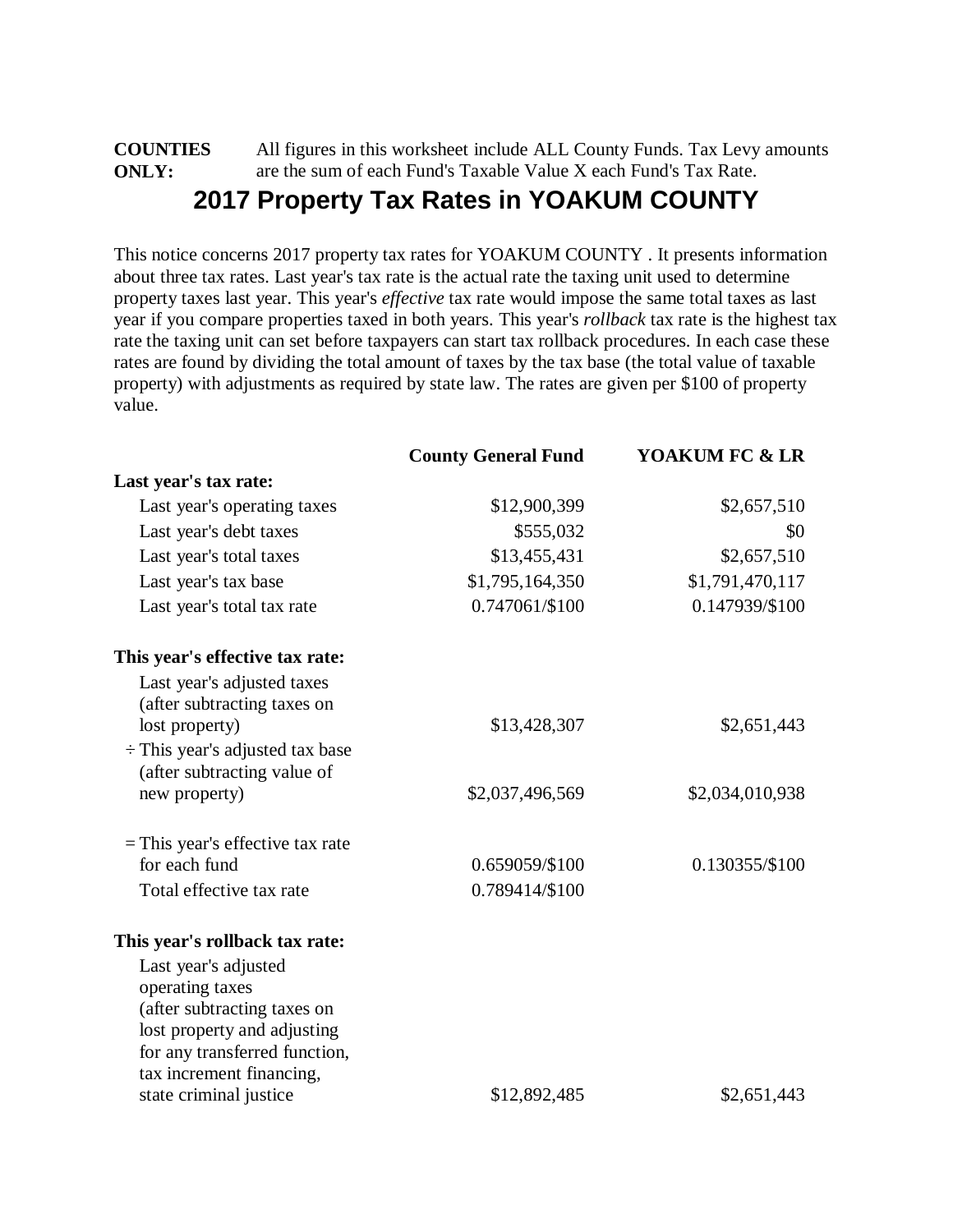**COUNTIES ONLY:** All figures in this worksheet include ALL County Funds. Tax Levy amounts are the sum of each Fund's Taxable Value X each Fund's Tax Rate.

# 2017 Property Tax Rates in YOAKUM COUNTY

This notice concerns 2017 property tax rates for YOAKUM COUNTY . It presents information about three tax rates. Last year's tax rate is the actual rate the taxing unit used to determine property taxes last year. This year's *effective* tax rate would impose the same total taxes as last year if you compare properties taxed in both years. This year's *rollback* tax rate is the highest tax rate the taxing unit can set before taxpayers can start tax rollback procedures. In each case these rates are found by dividing the total amount of taxes by the tax base (the total value of taxable property) with adjustments as required by state law. The rates are given per $100 of property value.

| | **County General Fund** | **YOAKUM FC & LR** |
|---|---|---|
| **Last year's tax rate:** | | |
| Last year's operating taxes | $12,900,399 | $2,657,510 |
| Last year's debt taxes | $555,032 | $0 |
| Last year's total taxes | $13,455,431 | $2,657,510 |
| Last year's tax base | $1,795,164,350 | $1,791,470,117 |
| Last year's total tax rate | 0.747061/$100 | 0.147939/$100 |
| **This year's effective tax rate:** | | |
| Last year's adjusted taxes (after subtracting taxes on lost property) | $13,428,307 | $2,651,443 |
| ÷ This year's adjusted tax base (after subtracting value of new property) | $2,037,496,569 | $2,034,010,938 |
| = This year's effective tax rate for each fund | 0.659059/$100 | 0.130355/$100 |
| Total effective tax rate | 0.789414/$100 | |
| **This year's rollback tax rate:** | | |
| Last year's adjusted operating taxes (after subtracting taxes on lost property and adjusting for any transferred function, tax increment financing, state criminal justice | $12,892,485 | $2,651,443 |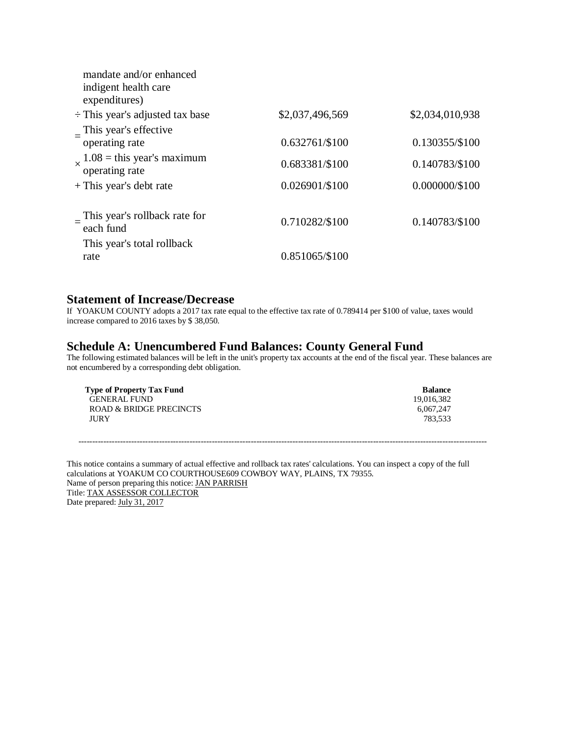| | | |
|---|---|---|
| mandate and/or enhanced indigent health care expenditures) | | |
| ÷ This year's adjusted tax base | \$2,037,496,569 | \$2,034,010,938 |
| = This year's effective operating rate | 0.632761/\$100 | 0.130355/\$100 |
| × 1.08 = this year's maximum operating rate | 0.683381/\$100 | 0.140783/\$100 |
| + This year's debt rate | 0.026901/\$100 | 0.000000/\$100 |
| = This year's rollback rate for each fund | 0.710282/\$100 | 0.140783/\$100 |
| This year's total rollback rate | 0.851065/\$100 | |

## Statement of Increase/Decrease

If YOAKUM COUNTY adopts a 2017 tax rate equal to the effective tax rate of 0.789414 per \$100 of value, taxes would increase compared to 2016 taxes by \$ 38,050.

## Schedule A: Unencumbered Fund Balances: County General Fund

The following estimated balances will be left in the unit's property tax accounts at the end of the fiscal year. These balances are not encumbered by a corresponding debt obligation.

| Type of Property Tax Fund | Balance |
|---|---|
| GENERAL FUND | 19,016,382 |
| ROAD & BRIDGE PRECINCTS | 6,067,247 |
| JURY | 783,533 |

---

This notice contains a summary of actual effective and rollback tax rates' calculations. You can inspect a copy of the full calculations at YOAKUM CO COURTHOUSE609 COWBOY WAY, PLAINS, TX 79355.
Name of person preparing this notice: JAN PARRISH
Title: TAX ASSESSOR COLLECTOR
Date prepared: July 31, 2017